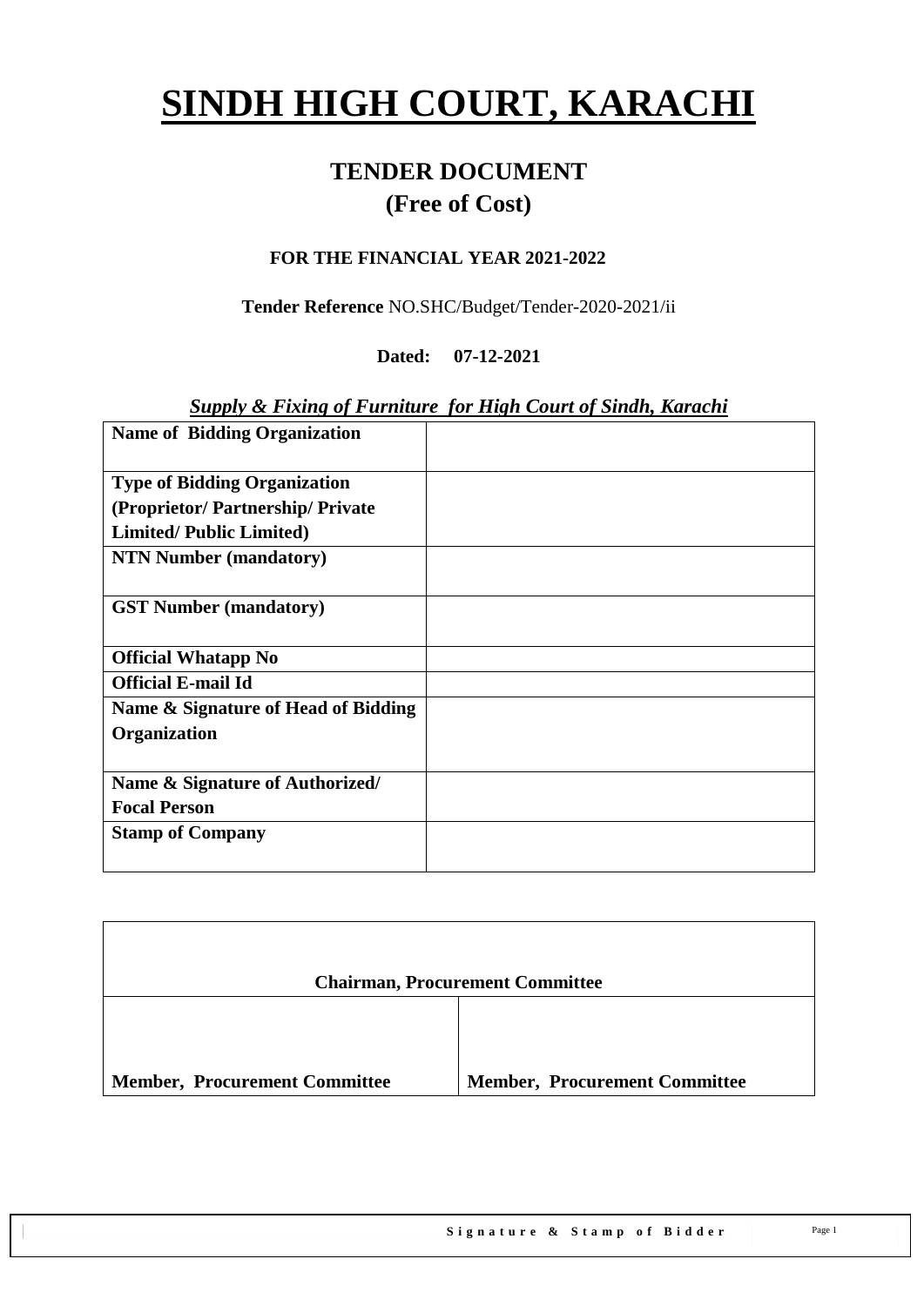# SINDH HIGH COURT, KARACHI

## TENDER DOCUMENT
## (Free of Cost)

**FOR THE FINANCIAL YEAR 2021-2022**

**Tender Reference** NO.SHC/Budget/Tender-2020-2021/ii

**Dated: 07-12-2021**

***Supply & Fixing of Furniture for High Court of Sindh, Karachi***

| | |
|---|---|
| **Name of Bidding Organization** | |
| **Type of Bidding Organization (Proprietor/ Partnership/ Private Limited/ Public Limited)** | |
| **NTN Number (mandatory)** | |
| **GST Number (mandatory)** | |
| **Official Whatapp No** | |
| **Official E-mail Id** | |
| **Name & Signature of Head of Bidding Organization** | |
| **Name & Signature of Authorized/ Focal Person** | |
| **Stamp of Company** | |

| | |
|---|---|
| **Chairman, Procurement Committee** | |
| **Member, Procurement Committee** | **Member, Procurement Committee** |

**Signature & Stamp of Bidder**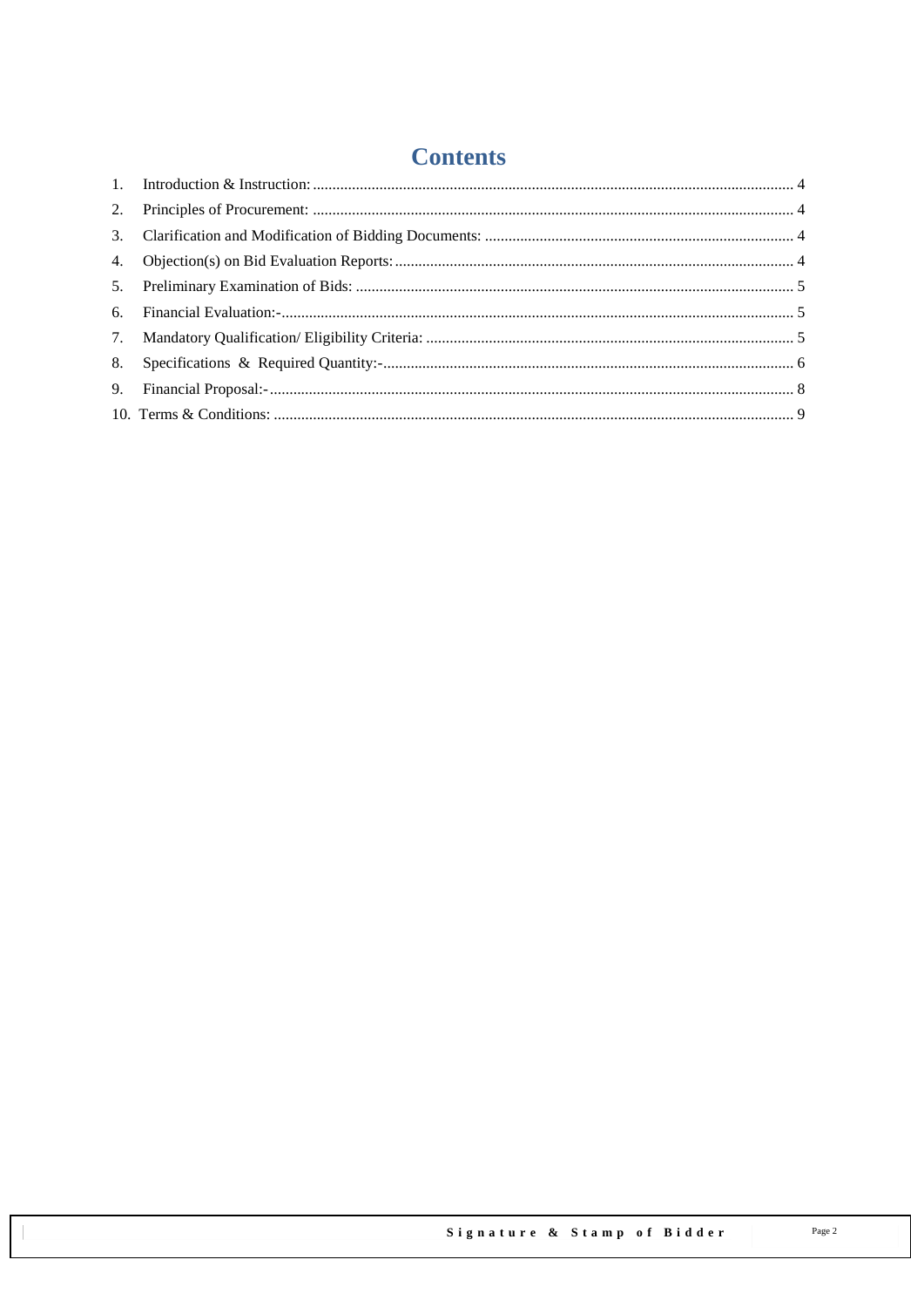# Contents

1. Introduction & Instruction: 4
2. Principles of Procurement: 4
3. Clarification and Modification of Bidding Documents: 4
4. Objection(s) on Bid Evaluation Reports: 4
5. Preliminary Examination of Bids: 5
6. Financial Evaluation:- 5
7. Mandatory Qualification/ Eligibility Criteria: 5
8. Specifications & Required Quantity:- 6
9. Financial Proposal:- 8
10. Terms & Conditions: 9

Signature & Stamp of Bidder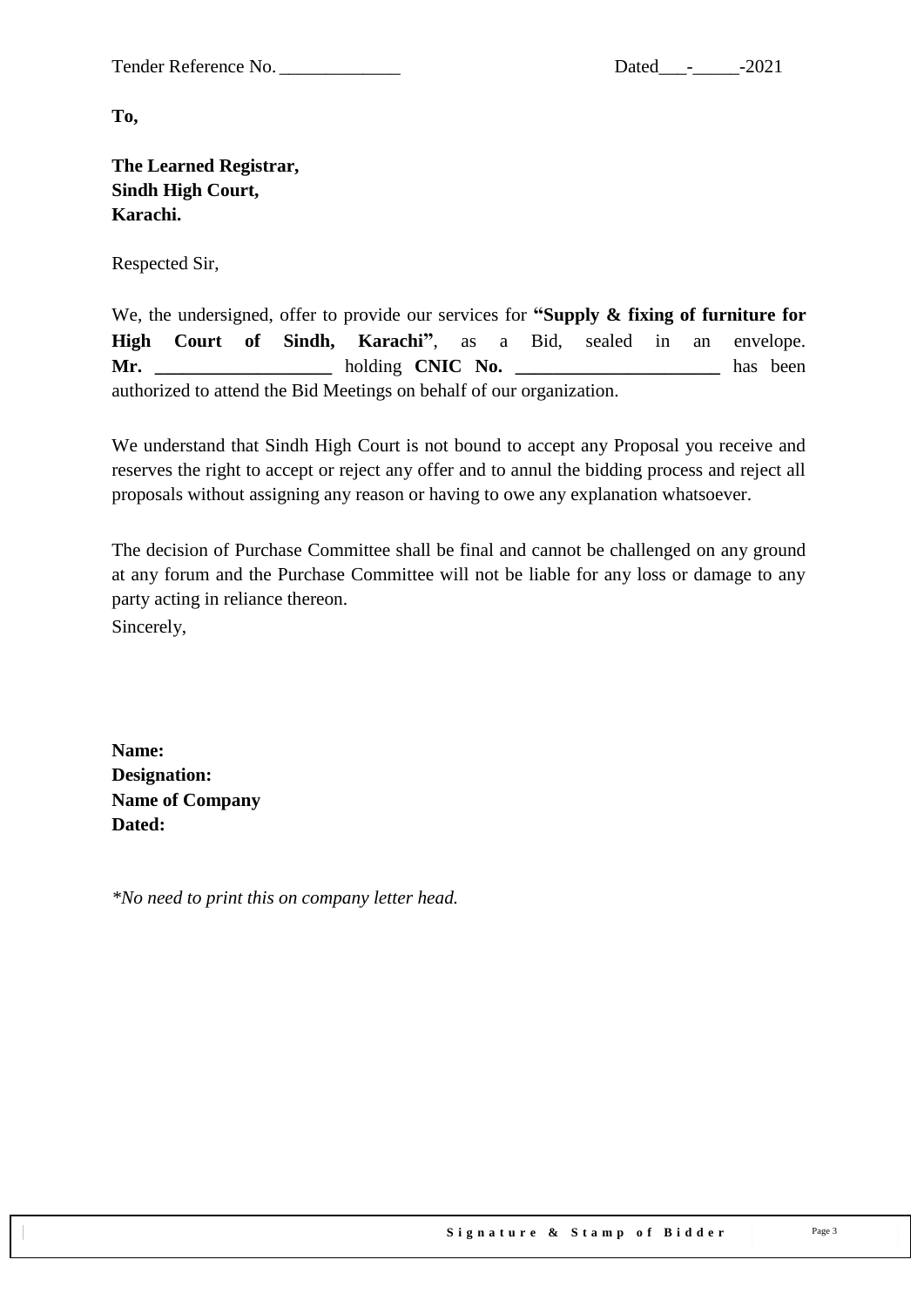Tender Reference No. _____________ Dated___-_____-2021

**To,**

**The Learned Registrar,**
**Sindh High Court,**
**Karachi.**

Respected Sir,

We, the undersigned, offer to provide our services for **"Supply & fixing of furniture for High Court of Sindh, Karachi"**, as a Bid, sealed in an envelope. **Mr. ___________________** holding **CNIC No. ______________________** has been authorized to attend the Bid Meetings on behalf of our organization.

We understand that Sindh High Court is not bound to accept any Proposal you receive and reserves the right to accept or reject any offer and to annul the bidding process and reject all proposals without assigning any reason or having to owe any explanation whatsoever.

The decision of Purchase Committee shall be final and cannot be challenged on any ground at any forum and the Purchase Committee will not be liable for any loss or damage to any party acting in reliance thereon.

Sincerely,

**Name:**
**Designation:**
**Name of Company**
**Dated:**

*\*No need to print this on company letter head.*

**Signature & Stamp of Bidder**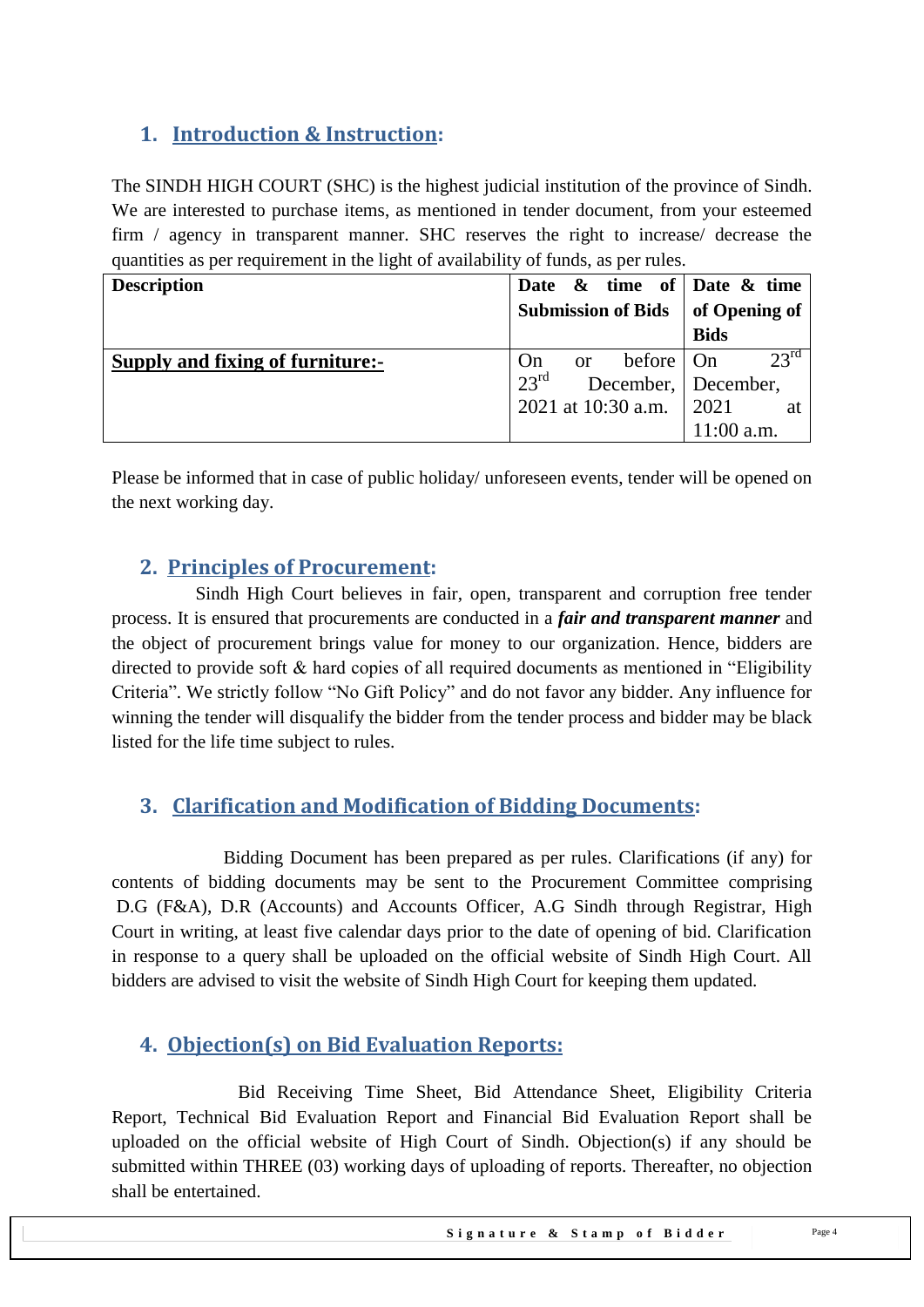## 1. Introduction & Instruction:

The SINDH HIGH COURT (SHC) is the highest judicial institution of the province of Sindh. We are interested to purchase items, as mentioned in tender document, from your esteemed firm / agency in transparent manner. SHC reserves the right to increase/ decrease the quantities as per requirement in the light of availability of funds, as per rules.

| **Description** | **Date & time of Submission of Bids** | **Date & time of Opening of Bids** |
|---|---|---|
| **Supply and fixing of furniture:-** | On or before 23rd December, 2021 at 10:30 a.m. | On 23rd December, 2021 at 11:00 a.m. |

Please be informed that in case of public holiday/ unforeseen events, tender will be opened on the next working day.

## 2. Principles of Procurement:

Sindh High Court believes in fair, open, transparent and corruption free tender process. It is ensured that procurements are conducted in a ***fair and transparent manner*** and the object of procurement brings value for money to our organization. Hence, bidders are directed to provide soft & hard copies of all required documents as mentioned in "Eligibility Criteria". We strictly follow "No Gift Policy" and do not favor any bidder. Any influence for winning the tender will disqualify the bidder from the tender process and bidder may be black listed for the life time subject to rules.

## 3. Clarification and Modification of Bidding Documents:

Bidding Document has been prepared as per rules. Clarifications (if any) for contents of bidding documents may be sent to the Procurement Committee comprising D.G (F&A), D.R (Accounts) and Accounts Officer, A.G Sindh through Registrar, High Court in writing, at least five calendar days prior to the date of opening of bid. Clarification in response to a query shall be uploaded on the official website of Sindh High Court. All bidders are advised to visit the website of Sindh High Court for keeping them updated.

## 4. Objection(s) on Bid Evaluation Reports:

Bid Receiving Time Sheet, Bid Attendance Sheet, Eligibility Criteria Report, Technical Bid Evaluation Report and Financial Bid Evaluation Report shall be uploaded on the official website of High Court of Sindh. Objection(s) if any should be submitted within THREE (03) working days of uploading of reports. Thereafter, no objection shall be entertained.

**Signature & Stamp of Bidder**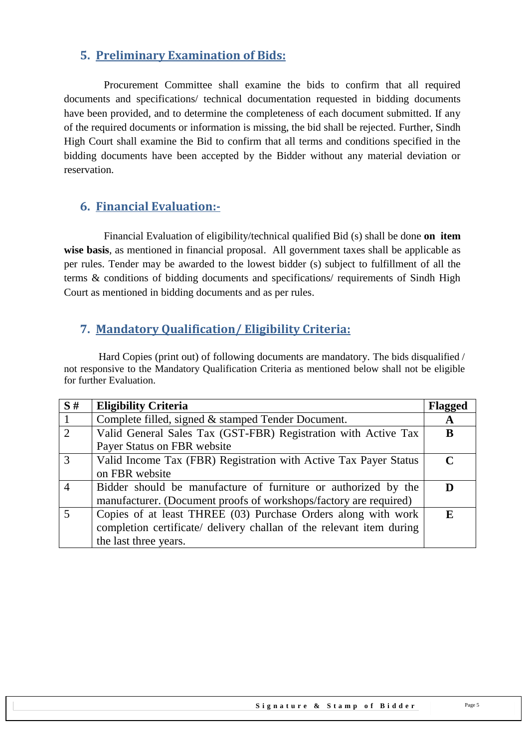## 5. Preliminary Examination of Bids:

Procurement Committee shall examine the bids to confirm that all required documents and specifications/ technical documentation requested in bidding documents have been provided, and to determine the completeness of each document submitted. If any of the required documents or information is missing, the bid shall be rejected. Further, Sindh High Court shall examine the Bid to confirm that all terms and conditions specified in the bidding documents have been accepted by the Bidder without any material deviation or reservation.

## 6. Financial Evaluation:-

Financial Evaluation of eligibility/technical qualified Bid (s) shall be done **on item wise basis**, as mentioned in financial proposal. All government taxes shall be applicable as per rules. Tender may be awarded to the lowest bidder (s) subject to fulfillment of all the terms & conditions of bidding documents and specifications/ requirements of Sindh High Court as mentioned in bidding documents and as per rules.

## 7. Mandatory Qualification/ Eligibility Criteria:

Hard Copies (print out) of following documents are mandatory. The bids disqualified / not responsive to the Mandatory Qualification Criteria as mentioned below shall not be eligible for further Evaluation.

| S # | Eligibility Criteria | Flagged |
|---|---|---|
| 1 | Complete filled, signed & stamped Tender Document. | **A** |
| 2 | Valid General Sales Tax (GST-FBR) Registration with Active Tax Payer Status on FBR website | **B** |
| 3 | Valid Income Tax (FBR) Registration with Active Tax Payer Status on FBR website | **C** |
| 4 | Bidder should be manufacture of furniture or authorized by the manufacturer. (Document proofs of workshops/factory are required) | **D** |
| 5 | Copies of at least THREE (03) Purchase Orders along with work completion certificate/ delivery challan of the relevant item during the last three years. | **E** |

**Signature & Stamp of Bidder**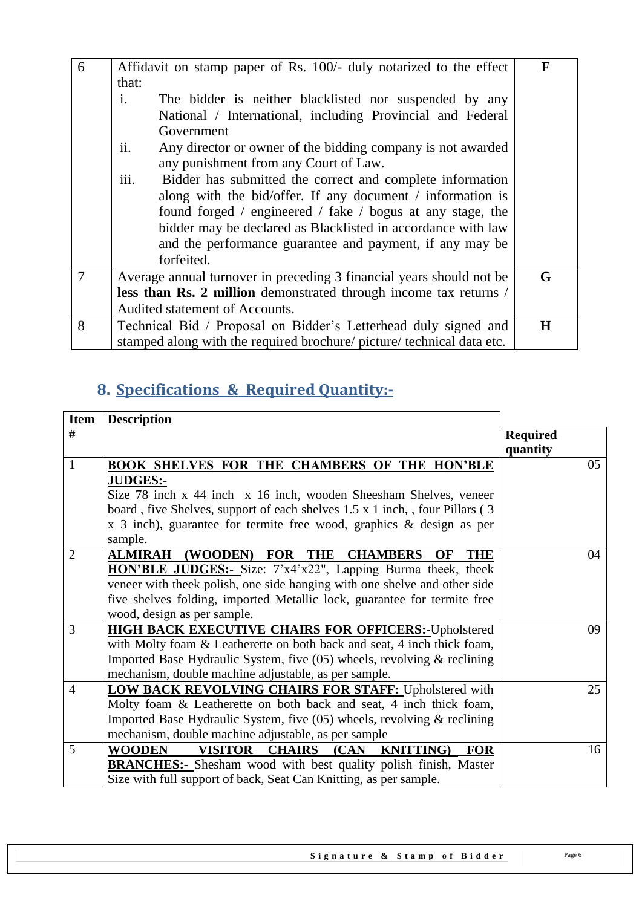| | | |
|---|---|---|
| 6 | Affidavit on stamp paper of Rs. 100/- duly notarized to the effect that:<br>i. The bidder is neither blacklisted nor suspended by any National / International, including Provincial and Federal Government<br>ii. Any director or owner of the bidding company is not awarded any punishment from any Court of Law.<br>iii. Bidder has submitted the correct and complete information along with the bid/offer. If any document / information is found forged / engineered / fake / bogus at any stage, the bidder may be declared as Blacklisted in accordance with law and the performance guarantee and payment, if any may be forfeited. | **F** |
| 7 | Average annual turnover in preceding 3 financial years should not be **less than Rs. 2 million** demonstrated through income tax returns / Audited statement of Accounts. | **G** |
| 8 | Technical Bid / Proposal on Bidder's Letterhead duly signed and stamped along with the required brochure/ picture/ technical data etc. | **H** |

## 8. Specifications & Required Quantity:-

| Item # | Description | Required quantity |
|---|---|---|
| 1 | **BOOK SHELVES FOR THE CHAMBERS OF THE HON'BLE JUDGES:-**<br>Size 78 inch x 44 inch x 16 inch, wooden Sheesham Shelves, veneer board , five Shelves, support of each shelves 1.5 x 1 inch, , four Pillars ( 3 x 3 inch), guarantee for termite free wood, graphics & design as per sample. | 05 |
| 2 | **ALMIRAH (WOODEN) FOR THE CHAMBERS OF THE HON'BLE JUDGES:-** Size: 7'x4'x22", Lapping Burma theek, theek veneer with theek polish, one side hanging with one shelve and other side five shelves folding, imported Metallic lock, guarantee for termite free wood, design as per sample. | 04 |
| 3 | **HIGH BACK EXECUTIVE CHAIRS FOR OFFICERS:-**Upholstered with Molty foam & Leatherette on both back and seat, 4 inch thick foam, Imported Base Hydraulic System, five (05) wheels, revolving & reclining mechanism, double machine adjustable, as per sample. | 09 |
| 4 | **LOW BACK REVOLVING CHAIRS FOR STAFF:** Upholstered with Molty foam & Leatherette on both back and seat, 4 inch thick foam, Imported Base Hydraulic System, five (05) wheels, revolving & reclining mechanism, double machine adjustable, as per sample | 25 |
| 5 | **WOODEN VISITOR CHAIRS (CAN KNITTING) FOR BRANCHES:-** Shesham wood with best quality polish finish, Master Size with full support of back, Seat Can Knitting, as per sample. | 16 |

Signature & Stamp of Bidder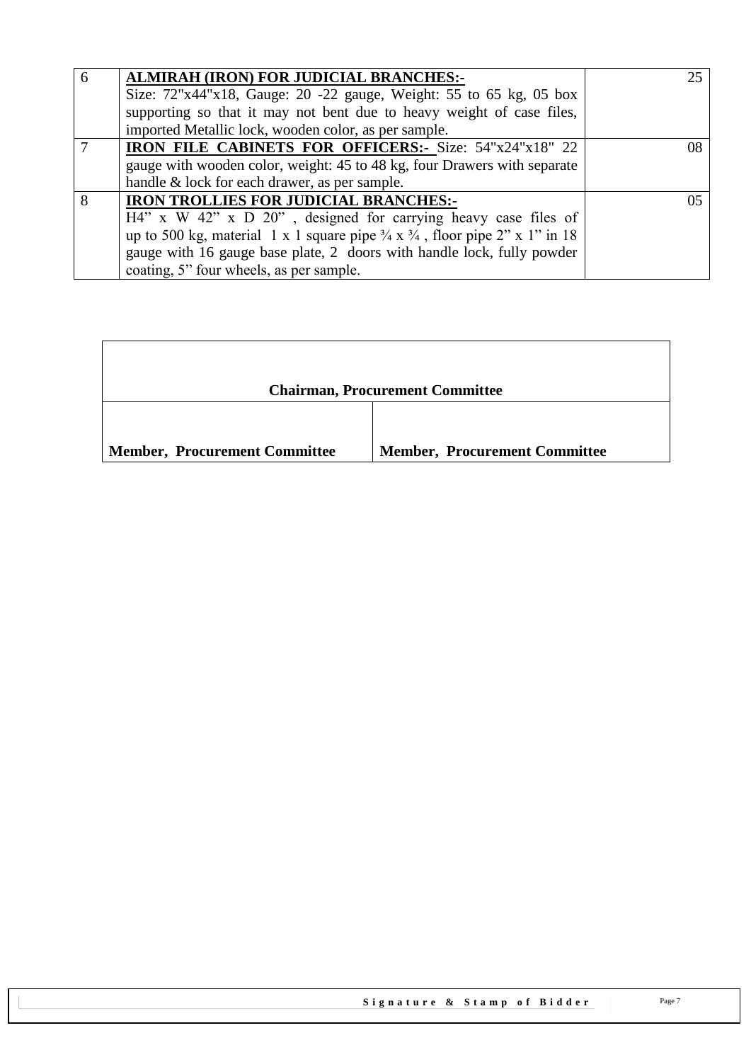| | | |
|---|---|---|
| 6 | **ALMIRAH (IRON) FOR JUDICIAL BRANCHES:-** Size: 72"x44"x18, Gauge: 20 -22 gauge, Weight: 55 to 65 kg, 05 box supporting so that it may not bent due to heavy weight of case files, imported Metallic lock, wooden color, as per sample. | 25 |
| 7 | **IRON FILE CABINETS FOR OFFICERS:-** Size: 54"x24"x18" 22 gauge with wooden color, weight: 45 to 48 kg, four Drawers with separate handle & lock for each drawer, as per sample. | 08 |
| 8 | **IRON TROLLIES FOR JUDICIAL BRANCHES:-** H4" x W 42" x D 20" , designed for carrying heavy case files of up to 500 kg, material 1 x 1 square pipe ¾ x ¾ , floor pipe 2" x 1" in 18 gauge with 16 gauge base plate, 2 doors with handle lock, fully powder coating, 5" four wheels, as per sample. | 05 |

| **Chairman, Procurement Committee** | |
|---|---|
| **Member, Procurement Committee** | **Member, Procurement Committee** |

**Signature & Stamp of Bidder**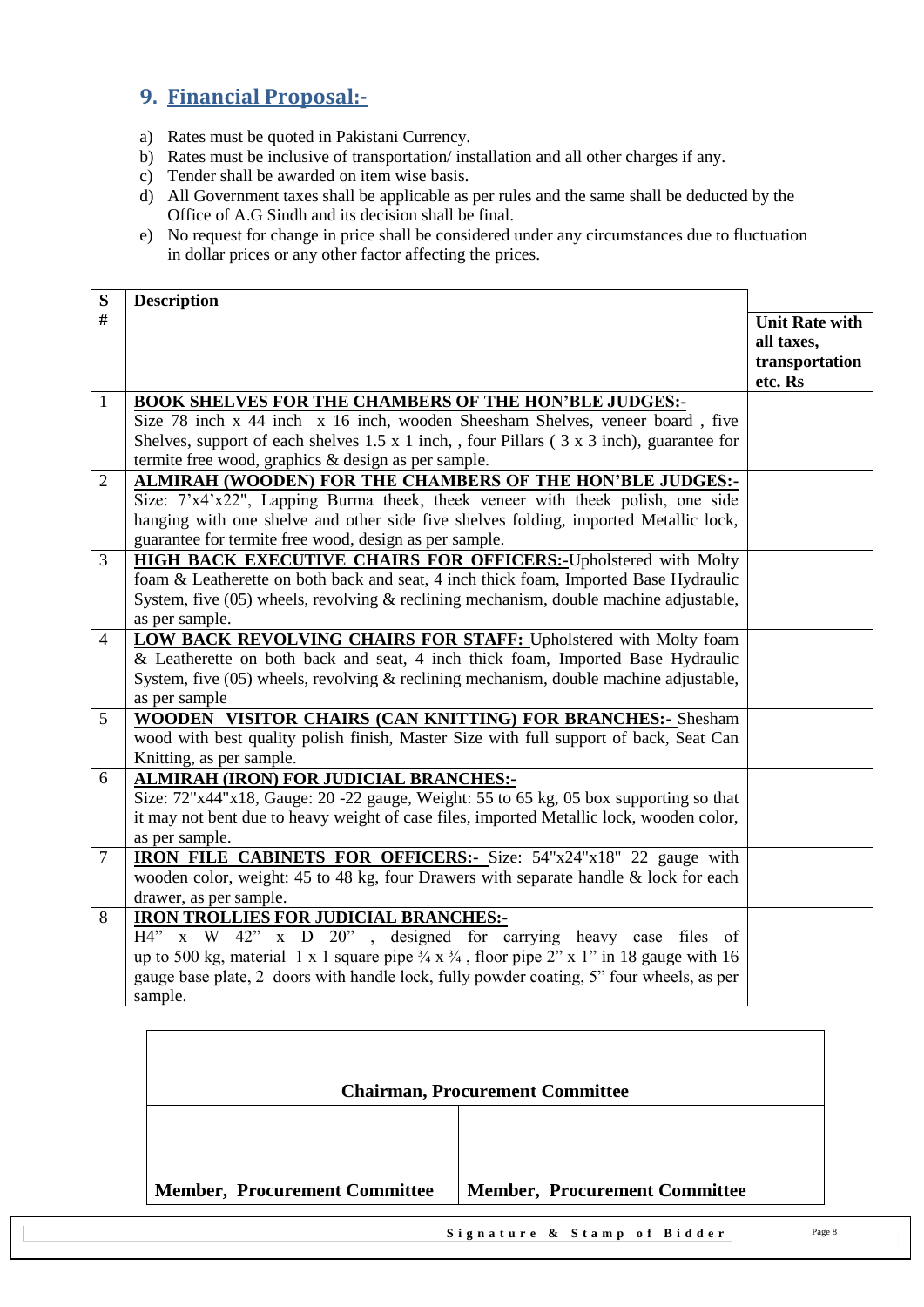## 9. Financial Proposal:-

a) Rates must be quoted in Pakistani Currency.
b) Rates must be inclusive of transportation/ installation and all other charges if any.
c) Tender shall be awarded on item wise basis.
d) All Government taxes shall be applicable as per rules and the same shall be deducted by the Office of A.G Sindh and its decision shall be final.
e) No request for change in price shall be considered under any circumstances due to fluctuation in dollar prices or any other factor affecting the prices.

| S # | Description | Unit Rate with all taxes, transportation etc. Rs |
|---|---|---|
| 1 | **BOOK SHELVES FOR THE CHAMBERS OF THE HON'BLE JUDGES:-** Size 78 inch x 44 inch x 16 inch, wooden Sheesham Shelves, veneer board , five Shelves, support of each shelves 1.5 x 1 inch, , four Pillars ( 3 x 3 inch), guarantee for termite free wood, graphics & design as per sample. | |
| 2 | **ALMIRAH (WOODEN) FOR THE CHAMBERS OF THE HON'BLE JUDGES:-** Size: 7'x4'x22", Lapping Burma theek, theek veneer with theek polish, one side hanging with one shelve and other side five shelves folding, imported Metallic lock, guarantee for termite free wood, design as per sample. | |
| 3 | **HIGH BACK EXECUTIVE CHAIRS FOR OFFICERS:-** Upholstered with Molty foam & Leatherette on both back and seat, 4 inch thick foam, Imported Base Hydraulic System, five (05) wheels, revolving & reclining mechanism, double machine adjustable, as per sample. | |
| 4 | **LOW BACK REVOLVING CHAIRS FOR STAFF:** Upholstered with Molty foam & Leatherette on both back and seat, 4 inch thick foam, Imported Base Hydraulic System, five (05) wheels, revolving & reclining mechanism, double machine adjustable, as per sample | |
| 5 | **WOODEN VISITOR CHAIRS (CAN KNITTING) FOR BRANCHES:-** Shesham wood with best quality polish finish, Master Size with full support of back, Seat Can Knitting, as per sample. | |
| 6 | **ALMIRAH (IRON) FOR JUDICIAL BRANCHES:-** Size: 72"x44"x18, Gauge: 20 -22 gauge, Weight: 55 to 65 kg, 05 box supporting so that it may not bent due to heavy weight of case files, imported Metallic lock, wooden color, as per sample. | |
| 7 | **IRON FILE CABINETS FOR OFFICERS:-** Size: 54"x24"x18" 22 gauge with wooden color, weight: 45 to 48 kg, four Drawers with separate handle & lock for each drawer, as per sample. | |
| 8 | **IRON TROLLIES FOR JUDICIAL BRANCHES:-** H4" x W 42" x D 20" , designed for carrying heavy case files of up to 500 kg, material 1 x 1 square pipe ¾ x ¾ , floor pipe 2" x 1" in 18 gauge with 16 gauge base plate, 2 doors with handle lock, fully powder coating, 5" four wheels, as per sample. | |

| Chairman, Procurement Committee | |
|---|---|
| **Member, Procurement Committee** | **Member, Procurement Committee** |

**Signature & Stamp of Bidder**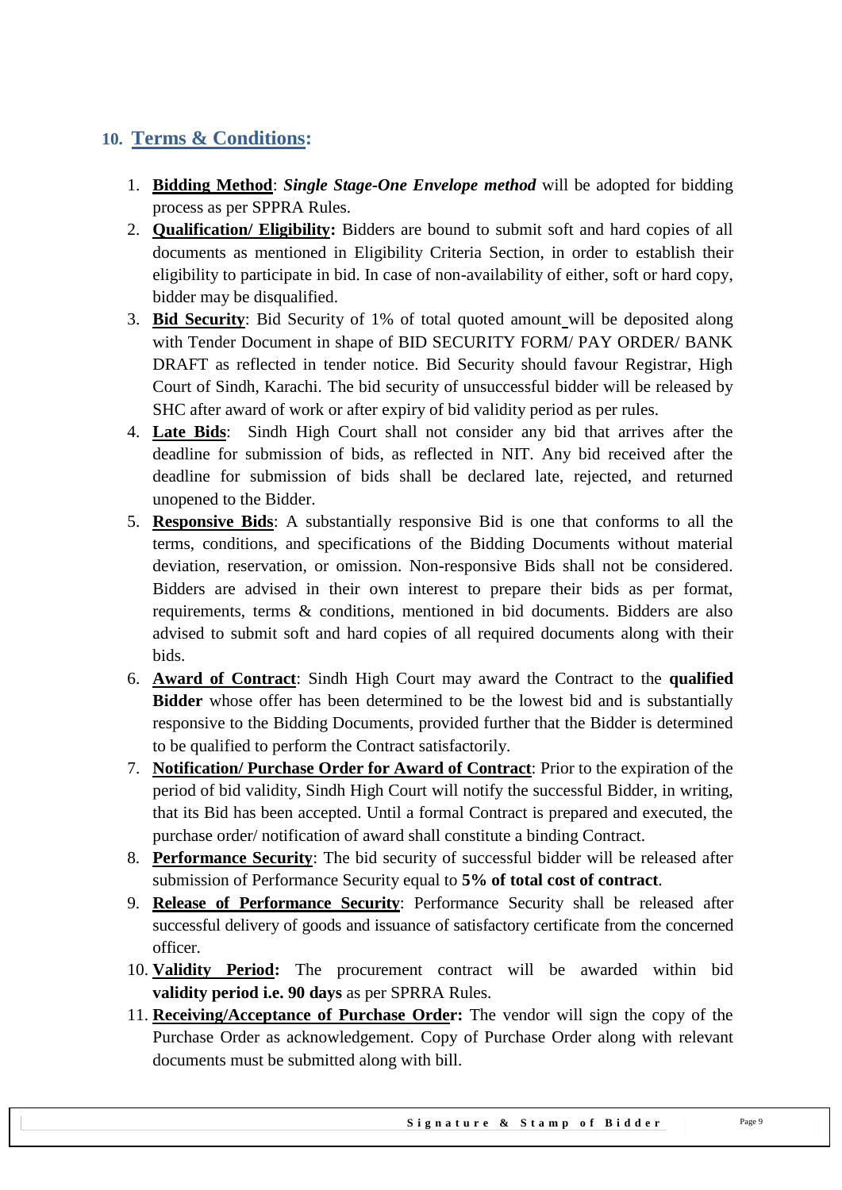## 10. Terms & Conditions:

1. **Bidding Method**: ***Single Stage-One Envelope method*** will be adopted for bidding process as per SPPRA Rules.
2. **Qualification/ Eligibility:** Bidders are bound to submit soft and hard copies of all documents as mentioned in Eligibility Criteria Section, in order to establish their eligibility to participate in bid. In case of non-availability of either, soft or hard copy, bidder may be disqualified.
3. **Bid Security**: Bid Security of 1% of total quoted amount will be deposited along with Tender Document in shape of BID SECURITY FORM/ PAY ORDER/ BANK DRAFT as reflected in tender notice. Bid Security should favour Registrar, High Court of Sindh, Karachi. The bid security of unsuccessful bidder will be released by SHC after award of work or after expiry of bid validity period as per rules.
4. **Late Bids**: Sindh High Court shall not consider any bid that arrives after the deadline for submission of bids, as reflected in NIT. Any bid received after the deadline for submission of bids shall be declared late, rejected, and returned unopened to the Bidder.
5. **Responsive Bids**: A substantially responsive Bid is one that conforms to all the terms, conditions, and specifications of the Bidding Documents without material deviation, reservation, or omission. Non-responsive Bids shall not be considered. Bidders are advised in their own interest to prepare their bids as per format, requirements, terms & conditions, mentioned in bid documents. Bidders are also advised to submit soft and hard copies of all required documents along with their bids.
6. **Award of Contract**: Sindh High Court may award the Contract to the **qualified Bidder** whose offer has been determined to be the lowest bid and is substantially responsive to the Bidding Documents, provided further that the Bidder is determined to be qualified to perform the Contract satisfactorily.
7. **Notification/ Purchase Order for Award of Contract**: Prior to the expiration of the period of bid validity, Sindh High Court will notify the successful Bidder, in writing, that its Bid has been accepted. Until a formal Contract is prepared and executed, the purchase order/ notification of award shall constitute a binding Contract.
8. **Performance Security**: The bid security of successful bidder will be released after submission of Performance Security equal to **5% of total cost of contract**.
9. **Release of Performance Security**: Performance Security shall be released after successful delivery of goods and issuance of satisfactory certificate from the concerned officer.
10. **Validity Period:** The procurement contract will be awarded within bid **validity period i.e. 90 days** as per SPRRA Rules.
11. **Receiving/Acceptance of Purchase Order:** The vendor will sign the copy of the Purchase Order as acknowledgement. Copy of Purchase Order along with relevant documents must be submitted along with bill.

**Signature & Stamp of Bidder**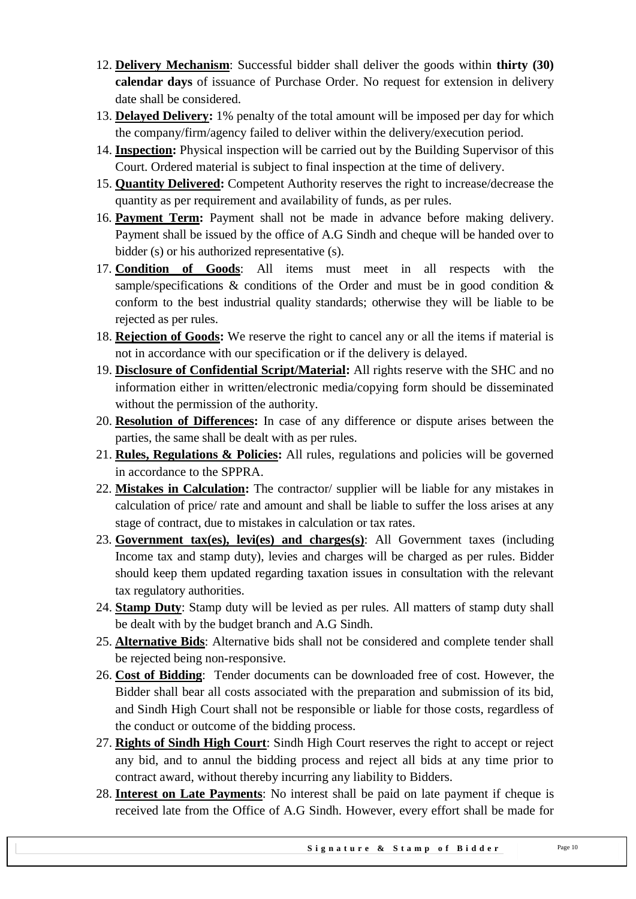12. **Delivery Mechanism**: Successful bidder shall deliver the goods within **thirty (30) calendar days** of issuance of Purchase Order. No request for extension in delivery date shall be considered.
13. **Delayed Delivery:** 1% penalty of the total amount will be imposed per day for which the company/firm/agency failed to deliver within the delivery/execution period.
14. **Inspection:** Physical inspection will be carried out by the Building Supervisor of this Court. Ordered material is subject to final inspection at the time of delivery.
15. **Quantity Delivered:** Competent Authority reserves the right to increase/decrease the quantity as per requirement and availability of funds, as per rules.
16. **Payment Term:** Payment shall not be made in advance before making delivery. Payment shall be issued by the office of A.G Sindh and cheque will be handed over to bidder (s) or his authorized representative (s).
17. **Condition of Goods**: All items must meet in all respects with the sample/specifications & conditions of the Order and must be in good condition & conform to the best industrial quality standards; otherwise they will be liable to be rejected as per rules.
18. **Rejection of Goods:** We reserve the right to cancel any or all the items if material is not in accordance with our specification or if the delivery is delayed.
19. **Disclosure of Confidential Script/Material:** All rights reserve with the SHC and no information either in written/electronic media/copying form should be disseminated without the permission of the authority.
20. **Resolution of Differences:** In case of any difference or dispute arises between the parties, the same shall be dealt with as per rules.
21. **Rules, Regulations & Policies:** All rules, regulations and policies will be governed in accordance to the SPPRA.
22. **Mistakes in Calculation:** The contractor/ supplier will be liable for any mistakes in calculation of price/ rate and amount and shall be liable to suffer the loss arises at any stage of contract, due to mistakes in calculation or tax rates.
23. **Government tax(es), levi(es) and charges(s)**: All Government taxes (including Income tax and stamp duty), levies and charges will be charged as per rules. Bidder should keep them updated regarding taxation issues in consultation with the relevant tax regulatory authorities.
24. **Stamp Duty**: Stamp duty will be levied as per rules. All matters of stamp duty shall be dealt with by the budget branch and A.G Sindh.
25. **Alternative Bids**: Alternative bids shall not be considered and complete tender shall be rejected being non-responsive.
26. **Cost of Bidding**: Tender documents can be downloaded free of cost. However, the Bidder shall bear all costs associated with the preparation and submission of its bid, and Sindh High Court shall not be responsible or liable for those costs, regardless of the conduct or outcome of the bidding process.
27. **Rights of Sindh High Court**: Sindh High Court reserves the right to accept or reject any bid, and to annul the bidding process and reject all bids at any time prior to contract award, without thereby incurring any liability to Bidders.
28. **Interest on Late Payments**: No interest shall be paid on late payment if cheque is received late from the Office of A.G Sindh. However, every effort shall be made for

Signature & Stamp of Bidder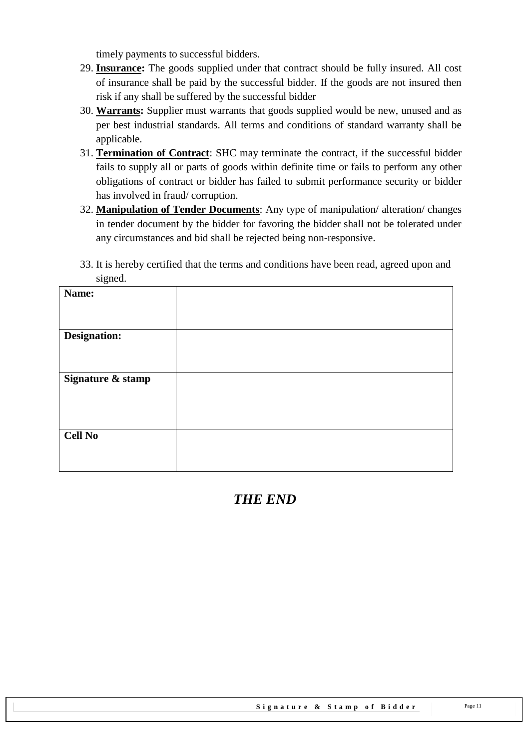timely payments to successful bidders.

29. **<u>Insurance</u>:** The goods supplied under that contract should be fully insured. All cost of insurance shall be paid by the successful bidder. If the goods are not insured then risk if any shall be suffered by the successful bidder
30. **<u>Warrants</u>:** Supplier must warrants that goods supplied would be new, unused and as per best industrial standards. All terms and conditions of standard warranty shall be applicable.
31. **<u>Termination of Contract</u>**: SHC may terminate the contract, if the successful bidder fails to supply all or parts of goods within definite time or fails to perform any other obligations of contract or bidder has failed to submit performance security or bidder has involved in fraud/ corruption.
32. **<u>Manipulation of Tender Documents</u>**: Any type of manipulation/ alteration/ changes in tender document by the bidder for favoring the bidder shall not be tolerated under any circumstances and bid shall be rejected being non-responsive.
33. It is hereby certified that the terms and conditions have been read, agreed upon and signed.

| | |
|---|---|
| **Name:** | |
| **Designation:** | |
| **Signature & stamp** | |
| **Cell No** | |

## ***THE END***